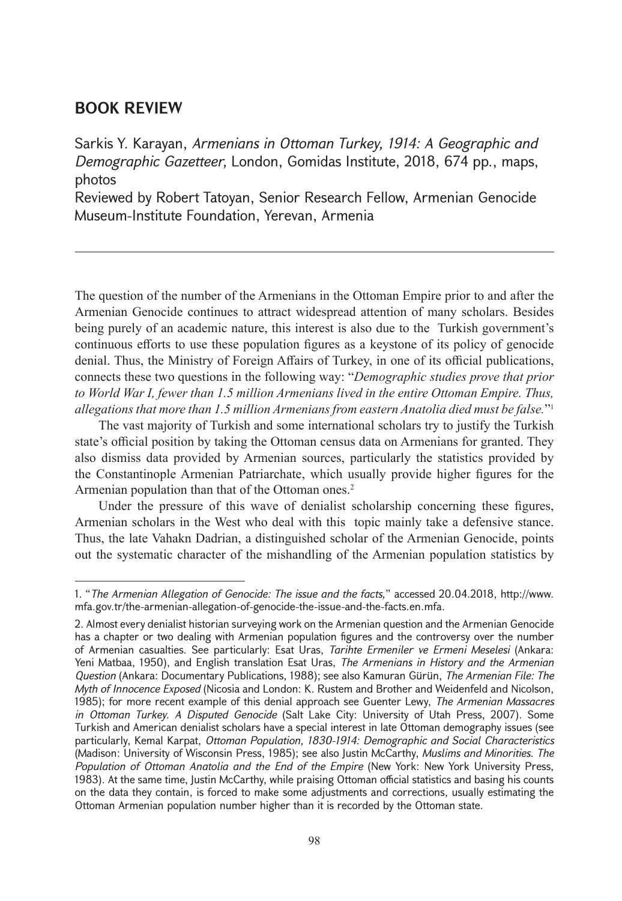## BOOK REVIEW

Sarkis Y. Karayan, *Armenians in Ottoman Turkey, 1914: A Geographic and Demographic Gazetteer,* London, Gomidas Institute, 2018, 674 pp., maps, photos

Reviewed by Robert Tatoyan, Senior Research Fellow, Armenian Genocide Museum-Institute Foundation, Yerevan, Armenia

---

The question of the number of the Armenians in the Ottoman Empire prior to and after the Armenian Genocide continues to attract widespread attention of many scholars. Besides being purely of an academic nature, this interest is also due to the Turkish government's continuous efforts to use these population figures as a keystone of its policy of genocide denial. Thus, the Ministry of Foreign Affairs of Turkey, in one of its official publications, connects these two questions in the following way: "*Demographic studies prove that prior to World War I, fewer than 1.5 million Armenians lived in the entire Ottoman Empire. Thus, allegations that more than 1.5 million Armenians from eastern Anatolia died must be false.*"[1]

The vast majority of Turkish and some international scholars try to justify the Turkish state's official position by taking the Ottoman census data on Armenians for granted. They also dismiss data provided by Armenian sources, particularly the statistics provided by the Constantinople Armenian Patriarchate, which usually provide higher figures for the Armenian population than that of the Ottoman ones.[2]

Under the pressure of this wave of denialist scholarship concerning these figures, Armenian scholars in the West who deal with this topic mainly take a defensive stance. Thus, the late Vahakn Dadrian, a distinguished scholar of the Armenian Genocide, points out the systematic character of the mishandling of the Armenian population statistics by

---

1. "*The Armenian Allegation of Genocide: The issue and the facts,*" accessed 20.04.2018, http://www.mfa.gov.tr/the-armenian-allegation-of-genocide-the-issue-and-the-facts.en.mfa.

2. Almost every denialist historian surveying work on the Armenian question and the Armenian Genocide has a chapter or two dealing with Armenian population figures and the controversy over the number of Armenian casualties. See particularly: Esat Uras, *Tarihte Ermeniler ve Ermeni Meselesi* (Ankara: Yeni Matbaa, 1950), and English translation Esat Uras, *The Armenians in History and the Armenian Question* (Ankara: Documentary Publications, 1988); see also Kamuran Gürün, *The Armenian File: The Myth of Innocence Exposed* (Nicosia and London: K. Rustem and Brother and Weidenfeld and Nicolson, 1985); for more recent example of this denial approach see Guenter Lewy, *The Armenian Massacres in Ottoman Turkey. A Disputed Genocide* (Salt Lake City: University of Utah Press, 2007). Some Turkish and American denialist scholars have a special interest in late Ottoman demography issues (see particularly, Kemal Karpat, *Ottoman Population, 1830-1914: Demographic and Social Characteristics* (Madison: University of Wisconsin Press, 1985); see also Justin McCarthy, *Muslims and Minorities. The Population of Ottoman Anatolia and the End of the Empire* (New York: New York University Press, 1983). At the same time, Justin McCarthy, while praising Ottoman official statistics and basing his counts on the data they contain, is forced to make some adjustments and corrections, usually estimating the Ottoman Armenian population number higher than it is recorded by the Ottoman state.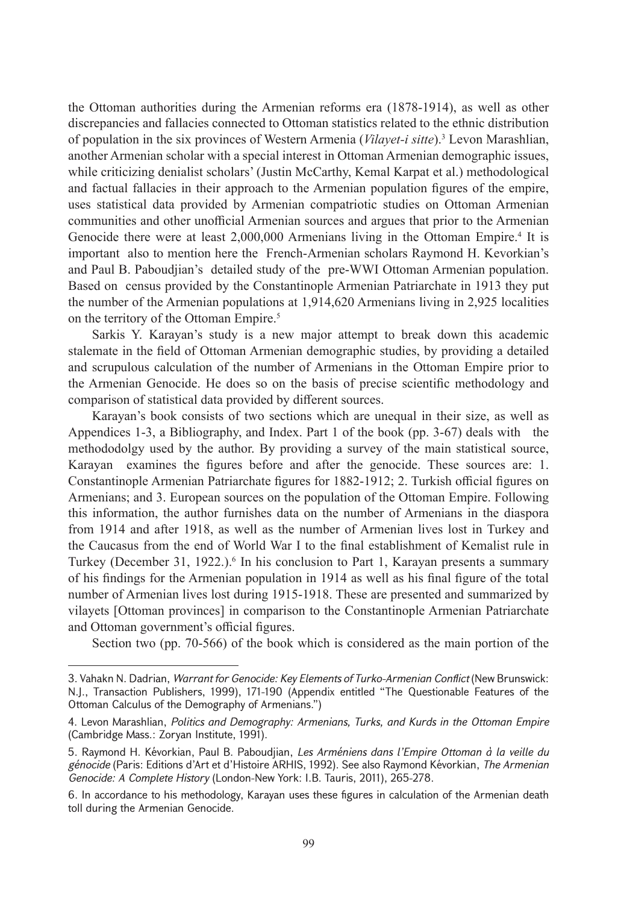the Ottoman authorities during the Armenian reforms era (1878-1914), as well as other discrepancies and fallacies connected to Ottoman statistics related to the ethnic distribution of population in the six provinces of Western Armenia (*Vilayet-i sitte*).[3] Levon Marashlian, another Armenian scholar with a special interest in Ottoman Armenian demographic issues, while criticizing denialist scholars' (Justin McCarthy, Kemal Karpat et al.) methodological and factual fallacies in their approach to the Armenian population figures of the empire, uses statistical data provided by Armenian compatriotic studies on Ottoman Armenian communities and other unofficial Armenian sources and argues that prior to the Armenian Genocide there were at least 2,000,000 Armenians living in the Ottoman Empire.[4] It is important also to mention here the French-Armenian scholars Raymond H. Kevorkian's and Paul B. Paboudjian's detailed study of the pre-WWI Ottoman Armenian population. Based on census provided by the Constantinople Armenian Patriarchate in 1913 they put the number of the Armenian populations at 1,914,620 Armenians living in 2,925 localities on the territory of the Ottoman Empire.[5]

Sarkis Y. Karayan's study is a new major attempt to break down this academic stalemate in the field of Ottoman Armenian demographic studies, by providing a detailed and scrupulous calculation of the number of Armenians in the Ottoman Empire prior to the Armenian Genocide. He does so on the basis of precise scientific methodology and comparison of statistical data provided by different sources.

Karayan's book consists of two sections which are unequal in their size, as well as Appendices 1-3, a Bibliography, and Index. Part 1 of the book (pp. 3-67) deals with the methododolgy used by the author. By providing a survey of the main statistical source, Karayan examines the figures before and after the genocide. These sources are: 1. Constantinople Armenian Patriarchate figures for 1882-1912; 2. Turkish official figures on Armenians; and 3. European sources on the population of the Ottoman Empire. Following this information, the author furnishes data on the number of Armenians in the diaspora from 1914 and after 1918, as well as the number of Armenian lives lost in Turkey and the Caucasus from the end of World War I to the final establishment of Kemalist rule in Turkey (December 31, 1922.).[6] In his conclusion to Part 1, Karayan presents a summary of his findings for the Armenian population in 1914 as well as his final figure of the total number of Armenian lives lost during 1915-1918. These are presented and summarized by vilayets [Ottoman provinces] in comparison to the Constantinople Armenian Patriarchate and Ottoman government's official figures.

Section two (pp. 70-566) of the book which is considered as the main portion of the

---

3. Vahakn N. Dadrian, *Warrant for Genocide: Key Elements of Turko-Armenian Conflict* (New Brunswick: N.J., Transaction Publishers, 1999), 171-190 (Appendix entitled "The Questionable Features of the Ottoman Calculus of the Demography of Armenians.")

4. Levon Marashlian, *Politics and Demography: Armenians, Turks, and Kurds in the Ottoman Empire* (Cambridge Mass.: Zoryan Institute, 1991).

5. Raymond H. Kévorkian, Paul B. Paboudjian, *Les Arméniens dans l'Empire Ottoman à la veille du génocide* (Paris: Editions d'Art et d'Histoire ARHIS, 1992). See also Raymond Kévorkian, *The Armenian Genocide: A Complete History* (London-New York: I.B. Tauris, 2011), 265-278.

6. In accordance to his methodology, Karayan uses these figures in calculation of the Armenian death toll during the Armenian Genocide.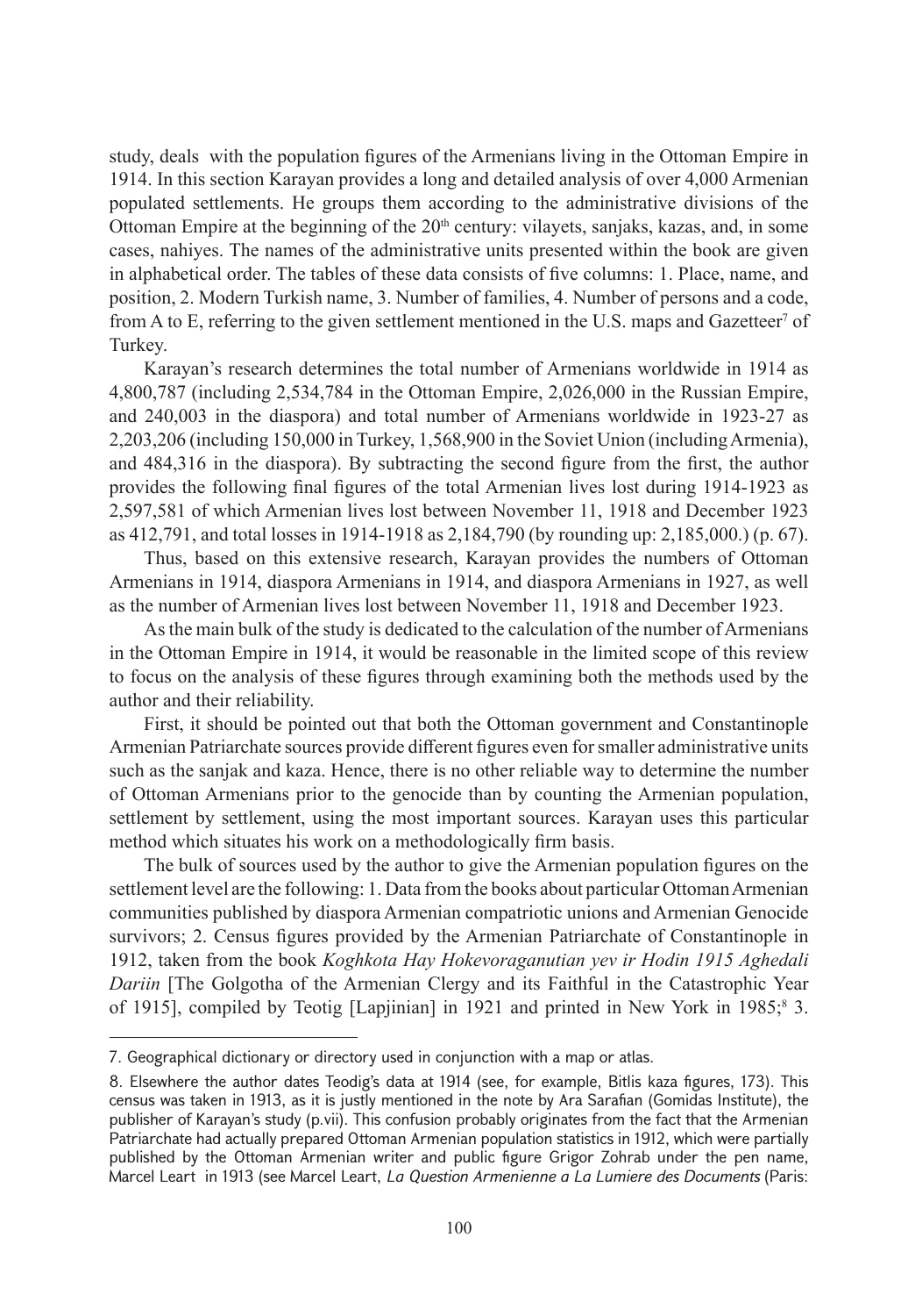study, deals with the population figures of the Armenians living in the Ottoman Empire in 1914. In this section Karayan provides a long and detailed analysis of over 4,000 Armenian populated settlements. He groups them according to the administrative divisions of the Ottoman Empire at the beginning of the 20th century: vilayets, sanjaks, kazas, and, in some cases, nahiyes. The names of the administrative units presented within the book are given in alphabetical order. The tables of these data consists of five columns: 1. Place, name, and position, 2. Modern Turkish name, 3. Number of families, 4. Number of persons and a code, from A to E, referring to the given settlement mentioned in the U.S. maps and Gazetteer[7] of Turkey.

Karayan's research determines the total number of Armenians worldwide in 1914 as 4,800,787 (including 2,534,784 in the Ottoman Empire, 2,026,000 in the Russian Empire, and 240,003 in the diaspora) and total number of Armenians worldwide in 1923-27 as 2,203,206 (including 150,000 in Turkey, 1,568,900 in the Soviet Union (including Armenia), and 484,316 in the diaspora). By subtracting the second figure from the first, the author provides the following final figures of the total Armenian lives lost during 1914-1923 as 2,597,581 of which Armenian lives lost between November 11, 1918 and December 1923 as 412,791, and total losses in 1914-1918 as 2,184,790 (by rounding up: 2,185,000.) (p. 67).

Thus, based on this extensive research, Karayan provides the numbers of Ottoman Armenians in 1914, diaspora Armenians in 1914, and diaspora Armenians in 1927, as well as the number of Armenian lives lost between November 11, 1918 and December 1923.

As the main bulk of the study is dedicated to the calculation of the number of Armenians in the Ottoman Empire in 1914, it would be reasonable in the limited scope of this review to focus on the analysis of these figures through examining both the methods used by the author and their reliability.

First, it should be pointed out that both the Ottoman government and Constantinople Armenian Patriarchate sources provide different figures even for smaller administrative units such as the sanjak and kaza. Hence, there is no other reliable way to determine the number of Ottoman Armenians prior to the genocide than by counting the Armenian population, settlement by settlement, using the most important sources. Karayan uses this particular method which situates his work on a methodologically firm basis.

The bulk of sources used by the author to give the Armenian population figures on the settlement level are the following: 1. Data from the books about particular Ottoman Armenian communities published by diaspora Armenian compatriotic unions and Armenian Genocide survivors; 2. Census figures provided by the Armenian Patriarchate of Constantinople in 1912, taken from the book *Koghkota Hay Hokevoraganutian yev ir Hodin 1915 Aghedali Dariin* [The Golgotha of the Armenian Clergy and its Faithful in the Catastrophic Year of 1915], compiled by Teotig [Lapjinian] in 1921 and printed in New York in 1985;[8] 3.

---

7. Geographical dictionary or directory used in conjunction with a map or atlas.

8. Elsewhere the author dates Teodig's data at 1914 (see, for example, Bitlis kaza figures, 173). This census was taken in 1913, as it is justly mentioned in the note by Ara Sarafian (Gomidas Institute), the publisher of Karayan's study (p.vii). This confusion probably originates from the fact that the Armenian Patriarchate had actually prepared Ottoman Armenian population statistics in 1912, which were partially published by the Ottoman Armenian writer and public figure Grigor Zohrab under the pen name, Marcel Leart in 1913 (see Marcel Leart, *La Question Armenienne a La Lumiere des Documents* (Paris: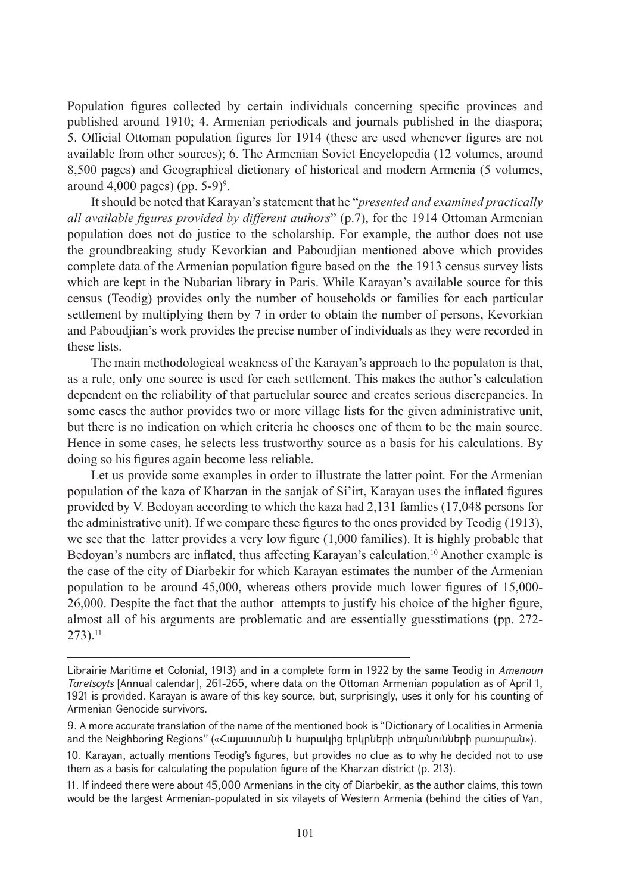Population figures collected by certain individuals concerning specific provinces and published around 1910; 4. Armenian periodicals and journals published in the diaspora; 5. Official Ottoman population figures for 1914 (these are used whenever figures are not available from other sources); 6. The Armenian Soviet Encyclopedia (12 volumes, around 8,500 pages) and Geographical dictionary of historical and modern Armenia (5 volumes, around 4,000 pages) (pp. 5-9)[9].

It should be noted that Karayan's statement that he "*presented and examined practically all available figures provided by different authors*" (p.7), for the 1914 Ottoman Armenian population does not do justice to the scholarship. For example, the author does not use the groundbreaking study Kevorkian and Paboudjian mentioned above which provides complete data of the Armenian population figure based on the the 1913 census survey lists which are kept in the Nubarian library in Paris. While Karayan's available source for this census (Teodig) provides only the number of households or families for each particular settlement by multiplying them by 7 in order to obtain the number of persons, Kevorkian and Paboudjian's work provides the precise number of individuals as they were recorded in these lists.

The main methodological weakness of the Karayan's approach to the populaton is that, as a rule, only one source is used for each settlement. This makes the author's calculation dependent on the reliability of that partuclular source and creates serious discrepancies. In some cases the author provides two or more village lists for the given administrative unit, but there is no indication on which criteria he chooses one of them to be the main source. Hence in some cases, he selects less trustworthy source as a basis for his calculations. By doing so his figures again become less reliable.

Let us provide some examples in order to illustrate the latter point. For the Armenian population of the kaza of Kharzan in the sanjak of Si'irt, Karayan uses the inflated figures provided by V. Bedoyan according to which the kaza had 2,131 famlies (17,048 persons for the administrative unit). If we compare these figures to the ones provided by Teodig (1913), we see that the latter provides a very low figure (1,000 families). It is highly probable that Bedoyan's numbers are inflated, thus affecting Karayan's calculation.[10] Another example is the case of the city of Diarbekir for which Karayan estimates the number of the Armenian population to be around 45,000, whereas others provide much lower figures of 15,000-26,000. Despite the fact that the author attempts to justify his choice of the higher figure, almost all of his arguments are problematic and are essentially guesstimations (pp. 272-273).[11]

---

Librairie Maritime et Colonial, 1913) and in a complete form in 1922 by the same Teodig in *Amenoun Taretsoyts* [Annual calendar], 261-265, where data on the Ottoman Armenian population as of April 1, 1921 is provided. Karayan is aware of this key source, but, surprisingly, uses it only for his counting of Armenian Genocide survivors.

9. A more accurate translation of the name of the mentioned book is "Dictionary of Localities in Armenia and the Neighboring Regions" («Հայաստանի և հարակից երկրների տեղանունների բառարան»).

10. Karayan, actually mentions Teodig's figures, but provides no clue as to why he decided not to use them as a basis for calculating the population figure of the Kharzan district (p. 213).

11. If indeed there were about 45,000 Armenians in the city of Diarbekir, as the author claims, this town would be the largest Armenian-populated in six vilayets of Western Armenia (behind the cities of Van,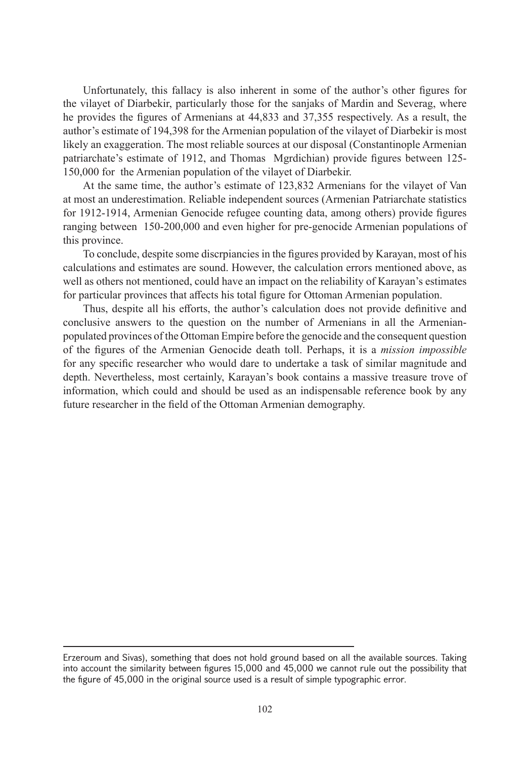Unfortunately, this fallacy is also inherent in some of the author's other figures for the vilayet of Diarbekir, particularly those for the sanjaks of Mardin and Severag, where he provides the figures of Armenians at 44,833 and 37,355 respectively. As a result, the author's estimate of 194,398 for the Armenian population of the vilayet of Diarbekir is most likely an exaggeration. The most reliable sources at our disposal (Constantinople Armenian patriarchate's estimate of 1912, and Thomas Mgrdichian) provide figures between 125-150,000 for the Armenian population of the vilayet of Diarbekir.

At the same time, the author's estimate of 123,832 Armenians for the vilayet of Van at most an underestimation. Reliable independent sources (Armenian Patriarchate statistics for 1912-1914, Armenian Genocide refugee counting data, among others) provide figures ranging between 150-200,000 and even higher for pre-genocide Armenian populations of this province.

To conclude, despite some discrpiancies in the figures provided by Karayan, most of his calculations and estimates are sound. However, the calculation errors mentioned above, as well as others not mentioned, could have an impact on the reliability of Karayan's estimates for particular provinces that affects his total figure for Ottoman Armenian population.

Thus, despite all his efforts, the author's calculation does not provide definitive and conclusive answers to the question on the number of Armenians in all the Armenian-populated provinces of the Ottoman Empire before the genocide and the consequent question of the figures of the Armenian Genocide death toll. Perhaps, it is a *mission impossible* for any specific researcher who would dare to undertake a task of similar magnitude and depth. Nevertheless, most certainly, Karayan's book contains a massive treasure trove of information, which could and should be used as an indispensable reference book by any future researcher in the field of the Ottoman Armenian demography.

---

Erzeroum and Sivas), something that does not hold ground based on all the available sources. Taking into account the similarity between figures 15,000 and 45,000 we cannot rule out the possibility that the figure of 45,000 in the original source used is a result of simple typographic error.